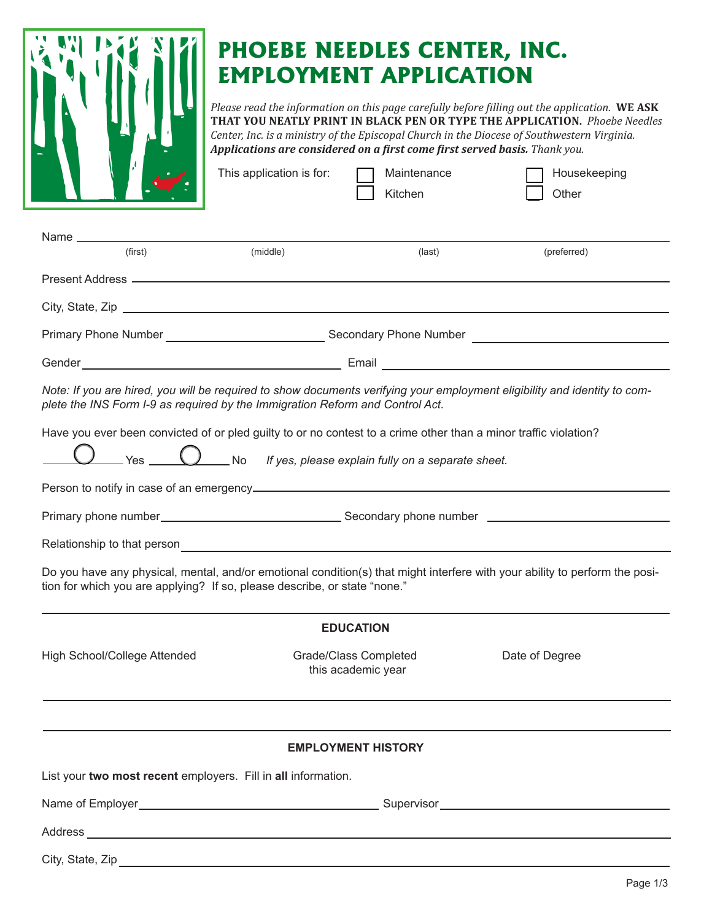# PHOEBE NEEDLES CENTER, INC.
# EMPLOYMENT APPLICATION

*Please read the information on this page carefully before filling out the application.* **WE ASK THAT YOU NEATLY PRINT IN BLACK PEN OR TYPE THE APPLICATION.** *Phoebe Needles Center, Inc. is a ministry of the Episcopal Church in the Diocese of Southwestern Virginia.* ***Applications are considered on a first come first served basis.*** *Thank you.*

This application is for: ☐ Maintenance ☐ Kitchen ☐ Housekeeping ☐ Other

Name ______________________________________________
(first) (middle) (last) (preferred)

Present Address ______________________________________________

City, State, Zip ______________________________________________

Primary Phone Number ____________________ Secondary Phone Number ____________________

Gender ____________________ Email ____________________

*Note: If you are hired, you will be required to show documents verifying your employment eligibility and identity to complete the INS Form I-9 as required by the Immigration Reform and Control Act.*

Have you ever been convicted of or pled guilty to or no contest to a crime other than a minor traffic violation?

◯ Yes ◯ No *If yes, please explain fully on a separate sheet.*

Person to notify in case of an emergency ______________________________________________

Primary phone number ____________________ Secondary phone number ____________________

Relationship to that person ______________________________________________

Do you have any physical, mental, and/or emotional condition(s) that might interfere with your ability to perform the position for which you are applying? If so, please describe, or state "none."

______________________________________________

## EDUCATION

| High School/College Attended | Grade/Class Completed this academic year | Date of Degree |
|---|---|---|
| | | |
| | | |

## EMPLOYMENT HISTORY

List your **two most recent** employers. Fill in **all** information.

Name of Employer ____________________ Supervisor ____________________

Address ______________________________________________

City, State, Zip ______________________________________________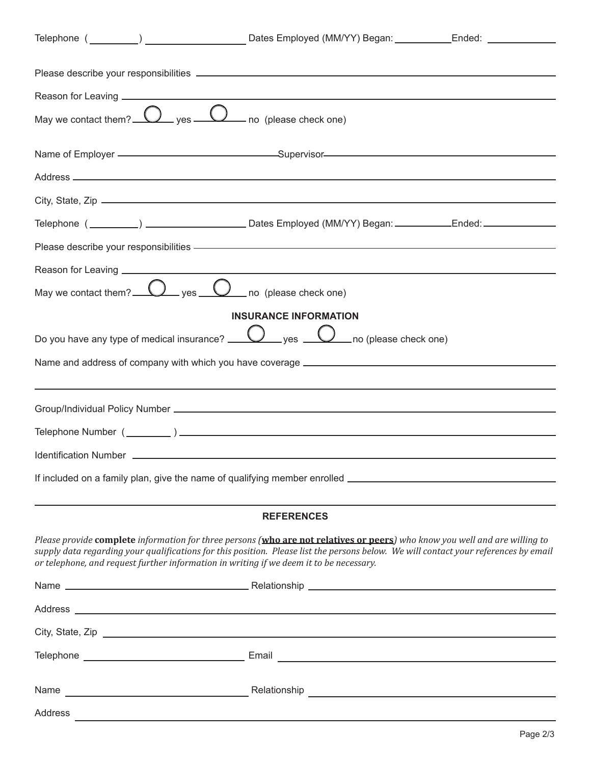Telephone (\_\_\_\_\_\_\_\_\_) \_\_\_\_\_\_\_\_\_\_\_\_\_\_\_\_\_\_ Dates Employed (MM/YY) Began: \_\_\_\_\_\_\_\_\_\_ Ended: \_\_\_\_\_\_\_\_\_\_\_\_

Please describe your responsibilities \_\_\_\_\_\_\_\_\_\_\_\_\_\_\_\_\_\_\_\_\_\_\_\_\_\_\_\_\_\_\_\_\_\_\_\_\_\_\_\_\_\_\_\_\_\_\_\_\_\_\_\_\_\_\_\_\_\_\_\_

Reason for Leaving \_\_\_\_\_\_\_\_\_\_\_\_\_\_\_\_\_\_\_\_\_\_\_\_\_\_\_\_\_\_\_\_\_\_\_\_\_\_\_\_\_\_\_\_\_\_\_\_\_\_\_\_\_\_\_\_\_\_\_\_\_\_\_\_\_\_\_\_\_\_\_\_

May we contact them? ◯ yes ◯ no (please check one)

Name of Employer \_\_\_\_\_\_\_\_\_\_\_\_\_\_\_\_\_\_\_\_\_\_\_\_\_\_\_\_\_\_\_\_\_ Supervisor \_\_\_\_\_\_\_\_\_\_\_\_\_\_\_\_\_\_\_\_\_\_\_\_\_\_\_\_\_\_\_\_\_\_\_\_

Address \_\_\_\_\_\_\_\_\_\_\_\_\_\_\_\_\_\_\_\_\_\_\_\_\_\_\_\_\_\_\_\_\_\_\_\_\_\_\_\_\_\_\_\_\_\_\_\_\_\_\_\_\_\_\_\_\_\_\_\_\_\_\_\_\_\_\_\_\_\_\_\_\_\_\_\_\_\_\_

City, State, Zip \_\_\_\_\_\_\_\_\_\_\_\_\_\_\_\_\_\_\_\_\_\_\_\_\_\_\_\_\_\_\_\_\_\_\_\_\_\_\_\_\_\_\_\_\_\_\_\_\_\_\_\_\_\_\_\_\_\_\_\_\_\_\_\_\_\_\_\_\_\_\_\_\_\_

Telephone (\_\_\_\_\_\_\_\_\_) \_\_\_\_\_\_\_\_\_\_\_\_\_\_\_\_\_\_ Dates Employed (MM/YY) Began: \_\_\_\_\_\_\_\_\_\_ Ended: \_\_\_\_\_\_\_\_\_\_\_\_

Please describe your responsibilities \_\_\_\_\_\_\_\_\_\_\_\_\_\_\_\_\_\_\_\_\_\_\_\_\_\_\_\_\_\_\_\_\_\_\_\_\_\_\_\_\_\_\_\_\_\_\_\_\_\_\_\_\_\_\_\_\_\_\_\_

Reason for Leaving \_\_\_\_\_\_\_\_\_\_\_\_\_\_\_\_\_\_\_\_\_\_\_\_\_\_\_\_\_\_\_\_\_\_\_\_\_\_\_\_\_\_\_\_\_\_\_\_\_\_\_\_\_\_\_\_\_\_\_\_\_\_\_\_\_\_\_\_\_\_\_\_

May we contact them? ◯ yes ◯ no (please check one)

## INSURANCE INFORMATION

Do you have any type of medical insurance? ◯ yes ◯ no (please check one)

Name and address of company with which you have coverage \_\_\_\_\_\_\_\_\_\_\_\_\_\_\_\_\_\_\_\_\_\_\_\_\_\_\_\_\_\_\_\_\_\_\_\_\_\_\_\_\_\_\_

\_\_\_\_\_\_\_\_\_\_\_\_\_\_\_\_\_\_\_\_\_\_\_\_\_\_\_\_\_\_\_\_\_\_\_\_\_\_\_\_\_\_\_\_\_\_\_\_\_\_\_\_\_\_\_\_\_\_\_\_\_\_\_\_\_\_\_\_\_\_\_\_\_\_\_\_\_\_\_\_\_\_\_\_\_\_

Group/Individual Policy Number \_\_\_\_\_\_\_\_\_\_\_\_\_\_\_\_\_\_\_\_\_\_\_\_\_\_\_\_\_\_\_\_\_\_\_\_\_\_\_\_\_\_\_\_\_\_\_\_\_\_\_\_\_\_\_\_\_\_\_\_\_\_\_

Telephone Number (\_\_\_\_\_\_\_\_\_) \_\_\_\_\_\_\_\_\_\_\_\_\_\_\_\_\_\_\_\_\_\_\_\_\_\_\_\_\_\_\_\_\_\_\_\_\_\_\_\_\_\_\_\_\_\_\_\_\_\_\_\_\_\_\_\_\_\_\_\_\_\_\_

Identification Number \_\_\_\_\_\_\_\_\_\_\_\_\_\_\_\_\_\_\_\_\_\_\_\_\_\_\_\_\_\_\_\_\_\_\_\_\_\_\_\_\_\_\_\_\_\_\_\_\_\_\_\_\_\_\_\_\_\_\_\_\_\_\_\_\_\_\_\_\_\_\_

If included on a family plan, give the name of qualifying member enrolled \_\_\_\_\_\_\_\_\_\_\_\_\_\_\_\_\_\_\_\_\_\_\_\_\_\_\_\_\_\_\_\_

\_\_\_\_\_\_\_\_\_\_\_\_\_\_\_\_\_\_\_\_\_\_\_\_\_\_\_\_\_\_\_\_\_\_\_\_\_\_\_\_\_\_\_\_\_\_\_\_\_\_\_\_\_\_\_\_\_\_\_\_\_\_\_\_\_\_\_\_\_\_\_\_\_\_\_\_\_\_\_\_\_\_\_\_\_\_

## REFERENCES

*Please provide* **complete** *information for three persons (***<u>who are not relatives or peers</u>***) who know you well and are willing to supply data regarding your qualifications for this position. Please list the persons below. We will contact your references by email or telephone, and request further information in writing if we deem it to be necessary.*

Name \_\_\_\_\_\_\_\_\_\_\_\_\_\_\_\_\_\_\_\_\_\_\_\_\_\_\_\_\_\_\_\_\_\_ Relationship \_\_\_\_\_\_\_\_\_\_\_\_\_\_\_\_\_\_\_\_\_\_\_\_\_\_\_\_\_\_\_\_\_\_\_\_\_\_\_\_\_\_

Address \_\_\_\_\_\_\_\_\_\_\_\_\_\_\_\_\_\_\_\_\_\_\_\_\_\_\_\_\_\_\_\_\_\_\_\_\_\_\_\_\_\_\_\_\_\_\_\_\_\_\_\_\_\_\_\_\_\_\_\_\_\_\_\_\_\_\_\_\_\_\_\_\_\_\_\_\_\_\_

City, State, Zip \_\_\_\_\_\_\_\_\_\_\_\_\_\_\_\_\_\_\_\_\_\_\_\_\_\_\_\_\_\_\_\_\_\_\_\_\_\_\_\_\_\_\_\_\_\_\_\_\_\_\_\_\_\_\_\_\_\_\_\_\_\_\_\_\_\_\_\_\_\_\_\_\_\_

Telephone \_\_\_\_\_\_\_\_\_\_\_\_\_\_\_\_\_\_\_\_\_\_\_\_\_\_\_\_\_\_ Email \_\_\_\_\_\_\_\_\_\_\_\_\_\_\_\_\_\_\_\_\_\_\_\_\_\_\_\_\_\_\_\_\_\_\_\_\_\_\_\_\_\_\_\_\_\_\_

Name \_\_\_\_\_\_\_\_\_\_\_\_\_\_\_\_\_\_\_\_\_\_\_\_\_\_\_\_\_\_\_\_\_\_ Relationship \_\_\_\_\_\_\_\_\_\_\_\_\_\_\_\_\_\_\_\_\_\_\_\_\_\_\_\_\_\_\_\_\_\_\_\_\_\_\_\_\_\_

Address \_\_\_\_\_\_\_\_\_\_\_\_\_\_\_\_\_\_\_\_\_\_\_\_\_\_\_\_\_\_\_\_\_\_\_\_\_\_\_\_\_\_\_\_\_\_\_\_\_\_\_\_\_\_\_\_\_\_\_\_\_\_\_\_\_\_\_\_\_\_\_\_\_\_\_\_\_\_\_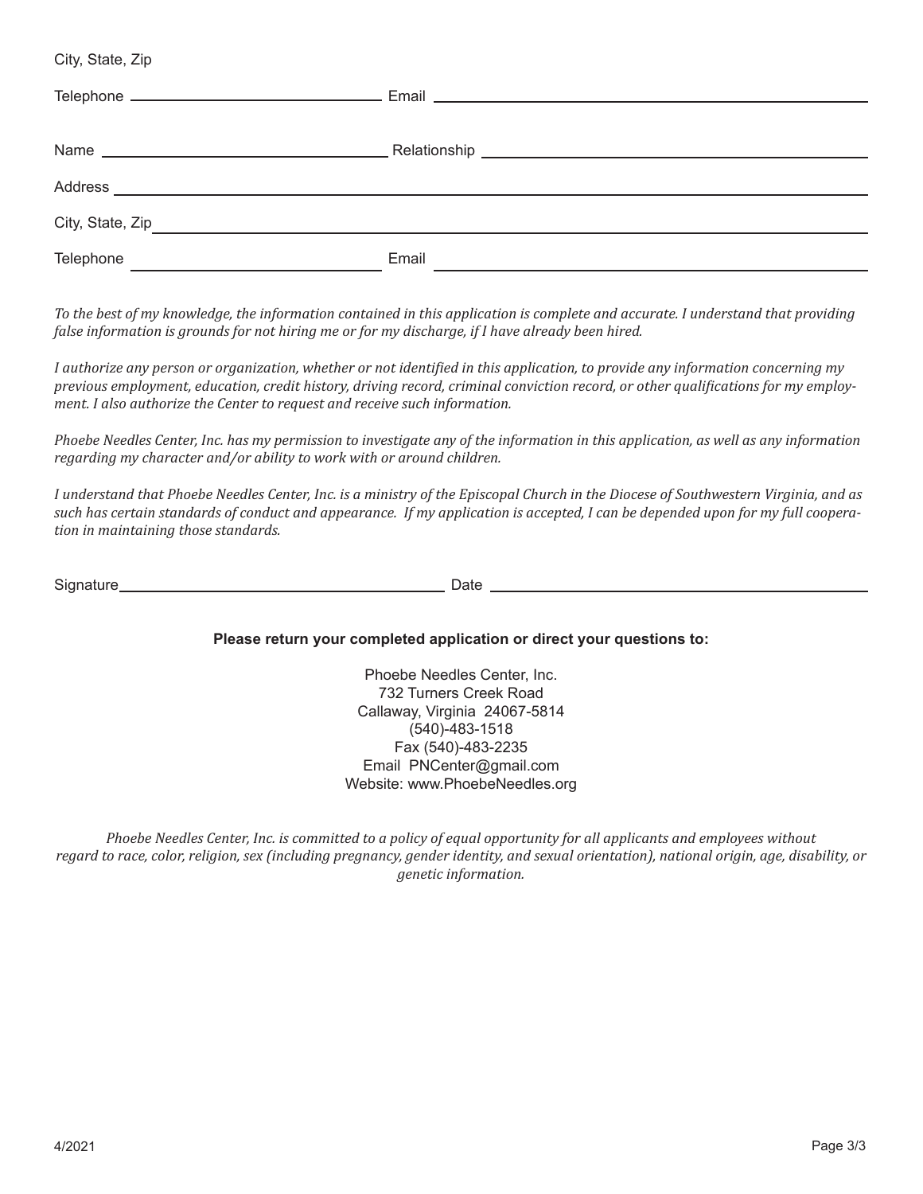City, State, Zip

Telephone \_\_\_\_\_\_\_\_\_\_\_\_\_\_\_\_\_\_\_\_\_\_\_\_ Email \_\_\_\_\_\_\_\_\_\_\_\_\_\_\_\_\_\_\_\_\_\_\_\_\_\_\_\_\_\_\_\_\_\_\_\_

Name \_\_\_\_\_\_\_\_\_\_\_\_\_\_\_\_\_\_\_\_\_\_\_\_\_\_ Relationship \_\_\_\_\_\_\_\_\_\_\_\_\_\_\_\_\_\_\_\_\_\_\_\_\_\_\_\_\_\_\_\_\_

Address \_\_\_\_\_\_\_\_\_\_\_\_\_\_\_\_\_\_\_\_\_\_\_\_\_\_\_\_\_\_\_\_\_\_\_\_\_\_\_\_\_\_\_\_\_\_\_\_\_\_\_\_\_\_\_\_\_\_\_\_\_\_\_\_\_\_

City, State, Zip \_\_\_\_\_\_\_\_\_\_\_\_\_\_\_\_\_\_\_\_\_\_\_\_\_\_\_\_\_\_\_\_\_\_\_\_\_\_\_\_\_\_\_\_\_\_\_\_\_\_\_\_\_\_\_\_\_\_\_\_

Telephone \_\_\_\_\_\_\_\_\_\_\_\_\_\_\_\_\_\_\_\_\_\_\_\_ Email \_\_\_\_\_\_\_\_\_\_\_\_\_\_\_\_\_\_\_\_\_\_\_\_\_\_\_\_\_\_\_\_\_\_\_\_

*To the best of my knowledge, the information contained in this application is complete and accurate. I understand that providing false information is grounds for not hiring me or for my discharge, if I have already been hired.*

*I authorize any person or organization, whether or not identified in this application, to provide any information concerning my previous employment, education, credit history, driving record, criminal conviction record, or other qualifications for my employment. I also authorize the Center to request and receive such information.*

*Phoebe Needles Center, Inc. has my permission to investigate any of the information in this application, as well as any information regarding my character and/or ability to work with or around children.*

*I understand that Phoebe Needles Center, Inc. is a ministry of the Episcopal Church in the Diocese of Southwestern Virginia, and as such has certain standards of conduct and appearance. If my application is accepted, I can be depended upon for my full cooperation in maintaining those standards.*

Signature \_\_\_\_\_\_\_\_\_\_\_\_\_\_\_\_\_\_\_\_\_\_\_\_\_\_\_\_\_\_ Date \_\_\_\_\_\_\_\_\_\_\_\_\_\_\_\_\_\_\_\_\_\_\_\_\_\_\_\_\_\_\_\_\_\_

**Please return your completed application or direct your questions to:**

Phoebe Needles Center, Inc.
732 Turners Creek Road
Callaway, Virginia 24067-5814
(540)-483-1518
Fax (540)-483-2235
Email PNCenter@gmail.com
Website: www.PhoebeNeedles.org

*Phoebe Needles Center, Inc. is committed to a policy of equal opportunity for all applicants and employees without regard to race, color, religion, sex (including pregnancy, gender identity, and sexual orientation), national origin, age, disability, or genetic information.*

4/2021